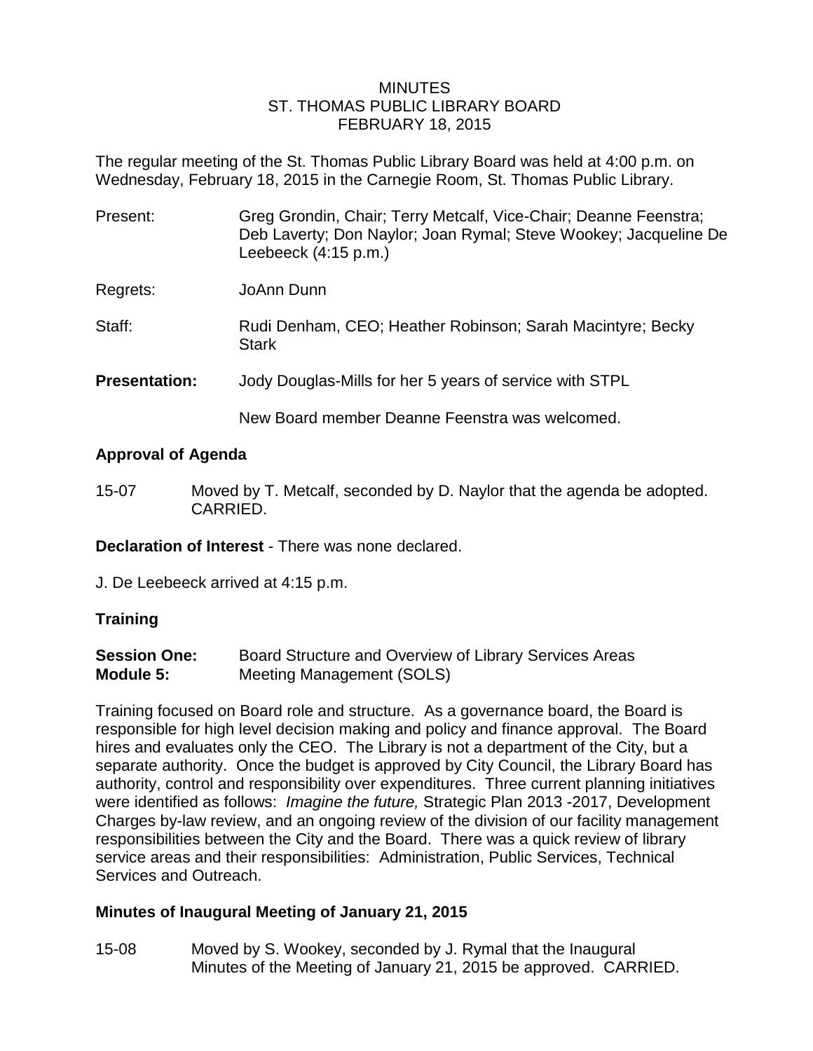MINUTES
ST. THOMAS PUBLIC LIBRARY BOARD
FEBRUARY 18, 2015

The regular meeting of the St. Thomas Public Library Board was held at 4:00 p.m. on Wednesday, February 18, 2015 in the Carnegie Room, St. Thomas Public Library.

Present: Greg Grondin, Chair; Terry Metcalf, Vice-Chair; Deanne Feenstra; Deb Laverty; Don Naylor; Joan Rymal; Steve Wookey; Jacqueline De Leebeeck (4:15 p.m.)

Regrets: JoAnn Dunn

Staff: Rudi Denham, CEO; Heather Robinson; Sarah Macintyre; Becky Stark

**Presentation:** Jody Douglas-Mills for her 5 years of service with STPL

New Board member Deanne Feenstra was welcomed.

**Approval of Agenda**

15-07 Moved by T. Metcalf, seconded by D. Naylor that the agenda be adopted. CARRIED.

**Declaration of Interest** - There was none declared.

J. De Leebeeck arrived at 4:15 p.m.

**Training**

**Session One:** Board Structure and Overview of Library Services Areas
**Module 5:** Meeting Management (SOLS)

Training focused on Board role and structure. As a governance board, the Board is responsible for high level decision making and policy and finance approval. The Board hires and evaluates only the CEO. The Library is not a department of the City, but a separate authority. Once the budget is approved by City Council, the Library Board has authority, control and responsibility over expenditures. Three current planning initiatives were identified as follows: *Imagine the future,* Strategic Plan 2013 -2017, Development Charges by-law review, and an ongoing review of the division of our facility management responsibilities between the City and the Board. There was a quick review of library service areas and their responsibilities: Administration, Public Services, Technical Services and Outreach.

**Minutes of Inaugural Meeting of January 21, 2015**

15-08 Moved by S. Wookey, seconded by J. Rymal that the Inaugural Minutes of the Meeting of January 21, 2015 be approved. CARRIED.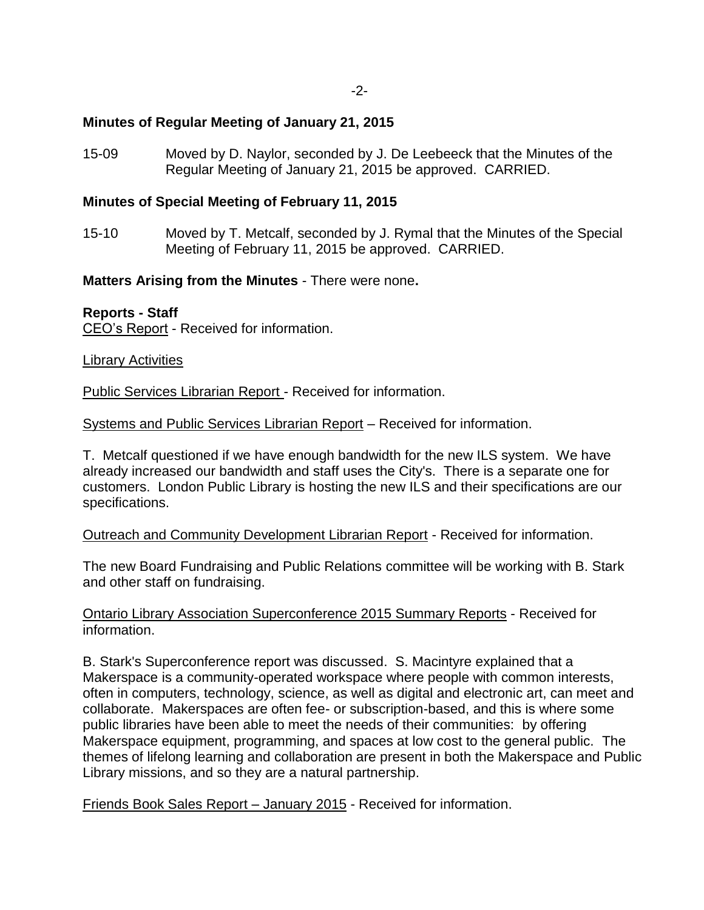**Minutes of Regular Meeting of January 21, 2015**

15-09 Moved by D. Naylor, seconded by J. De Leebeeck that the Minutes of the Regular Meeting of January 21, 2015 be approved. CARRIED.

**Minutes of Special Meeting of February 11, 2015**

15-10 Moved by T. Metcalf, seconded by J. Rymal that the Minutes of the Special Meeting of February 11, 2015 be approved. CARRIED.

**Matters Arising from the Minutes** - There were none**.**

**Reports - Staff**
CEO's Report - Received for information.

Library Activities

Public Services Librarian Report - Received for information.

Systems and Public Services Librarian Report – Received for information.

T. Metcalf questioned if we have enough bandwidth for the new ILS system. We have already increased our bandwidth and staff uses the City's. There is a separate one for customers. London Public Library is hosting the new ILS and their specifications are our specifications.

Outreach and Community Development Librarian Report - Received for information.

The new Board Fundraising and Public Relations committee will be working with B. Stark and other staff on fundraising.

Ontario Library Association Superconference 2015 Summary Reports - Received for information.

B. Stark's Superconference report was discussed. S. Macintyre explained that a Makerspace is a community-operated workspace where people with common interests, often in computers, technology, science, as well as digital and electronic art, can meet and collaborate. Makerspaces are often fee- or subscription-based, and this is where some public libraries have been able to meet the needs of their communities: by offering Makerspace equipment, programming, and spaces at low cost to the general public. The themes of lifelong learning and collaboration are present in both the Makerspace and Public Library missions, and so they are a natural partnership.

Friends Book Sales Report – January 2015 - Received for information.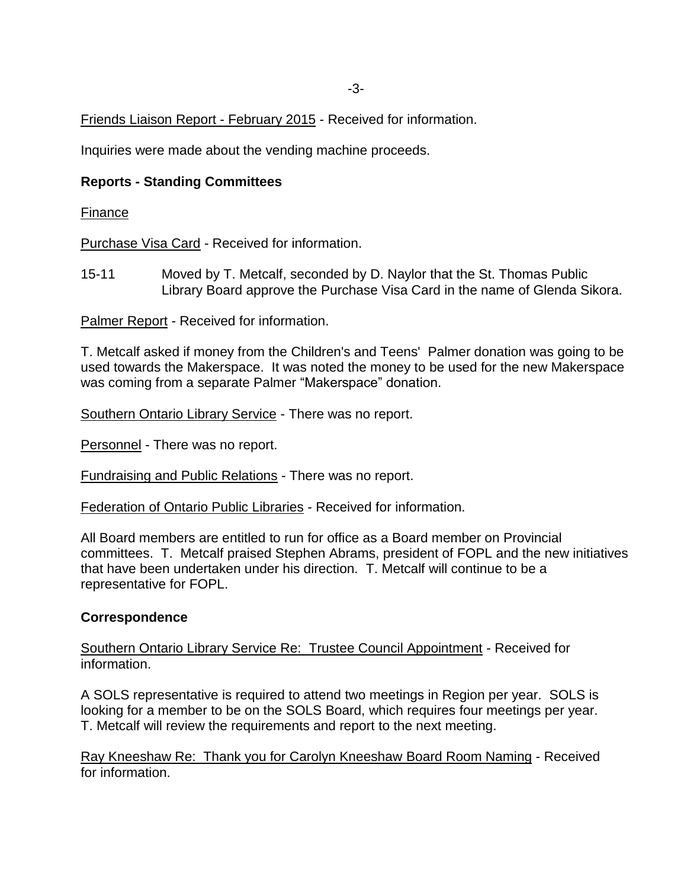Friends Liaison Report - February 2015 - Received for information.

Inquiries were made about the vending machine proceeds.

**Reports - Standing Committees**

Finance

Purchase Visa Card - Received for information.

15-11 Moved by T. Metcalf, seconded by D. Naylor that the St. Thomas Public Library Board approve the Purchase Visa Card in the name of Glenda Sikora.

Palmer Report - Received for information.

T. Metcalf asked if money from the Children's and Teens' Palmer donation was going to be used towards the Makerspace. It was noted the money to be used for the new Makerspace was coming from a separate Palmer "Makerspace" donation.

Southern Ontario Library Service - There was no report.

Personnel - There was no report.

Fundraising and Public Relations - There was no report.

Federation of Ontario Public Libraries - Received for information.

All Board members are entitled to run for office as a Board member on Provincial committees. T. Metcalf praised Stephen Abrams, president of FOPL and the new initiatives that have been undertaken under his direction. T. Metcalf will continue to be a representative for FOPL.

**Correspondence**

Southern Ontario Library Service Re: Trustee Council Appointment - Received for information.

A SOLS representative is required to attend two meetings in Region per year. SOLS is looking for a member to be on the SOLS Board, which requires four meetings per year. T. Metcalf will review the requirements and report to the next meeting.

Ray Kneeshaw Re: Thank you for Carolyn Kneeshaw Board Room Naming - Received for information.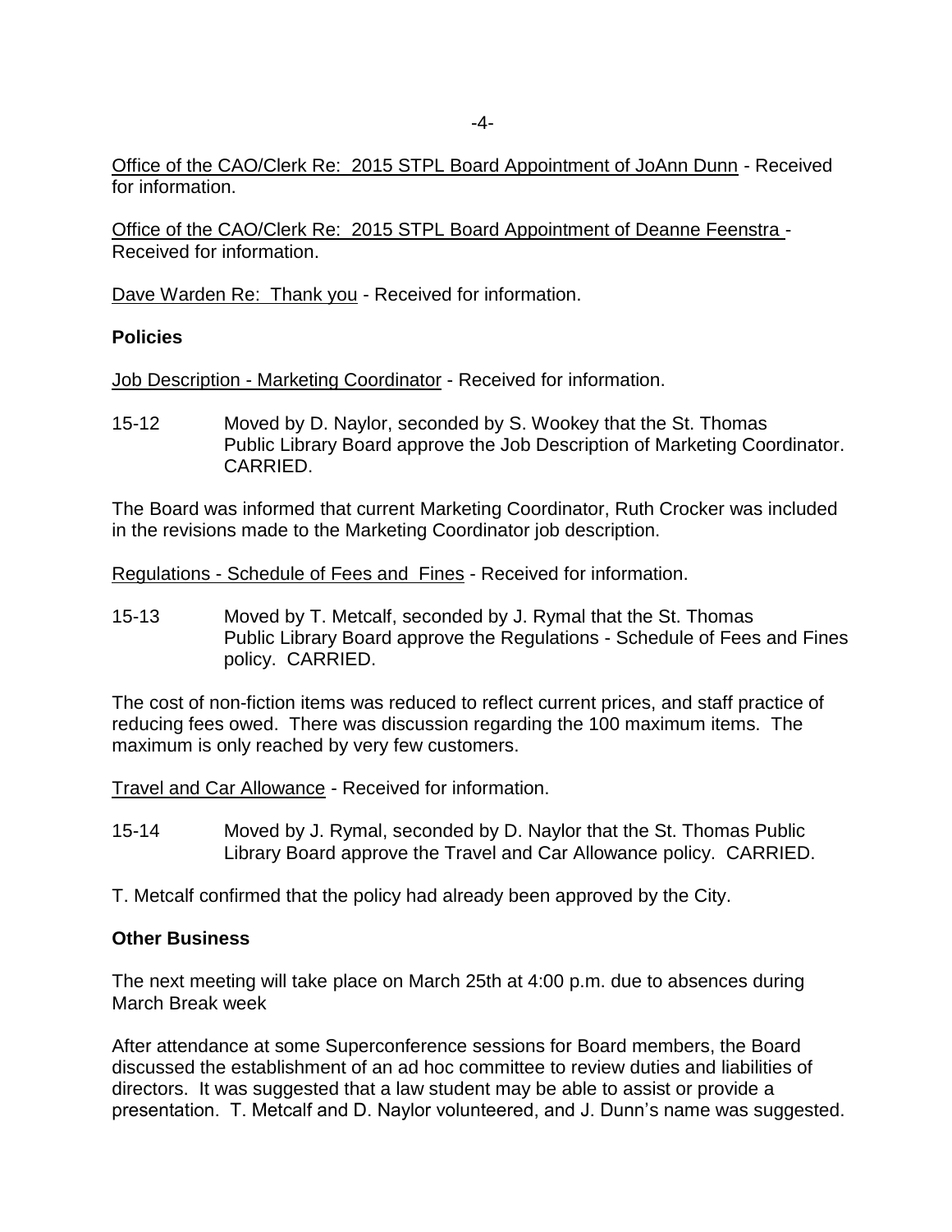Office of the CAO/Clerk Re: 2015 STPL Board Appointment of JoAnn Dunn - Received for information.

Office of the CAO/Clerk Re: 2015 STPL Board Appointment of Deanne Feenstra - Received for information.

Dave Warden Re: Thank you - Received for information.

**Policies**

Job Description - Marketing Coordinator - Received for information.

15-12 Moved by D. Naylor, seconded by S. Wookey that the St. Thomas Public Library Board approve the Job Description of Marketing Coordinator. CARRIED.

The Board was informed that current Marketing Coordinator, Ruth Crocker was included in the revisions made to the Marketing Coordinator job description.

Regulations - Schedule of Fees and Fines - Received for information.

15-13 Moved by T. Metcalf, seconded by J. Rymal that the St. Thomas Public Library Board approve the Regulations - Schedule of Fees and Fines policy. CARRIED.

The cost of non-fiction items was reduced to reflect current prices, and staff practice of reducing fees owed. There was discussion regarding the 100 maximum items. The maximum is only reached by very few customers.

Travel and Car Allowance - Received for information.

15-14 Moved by J. Rymal, seconded by D. Naylor that the St. Thomas Public Library Board approve the Travel and Car Allowance policy. CARRIED.

T. Metcalf confirmed that the policy had already been approved by the City.

**Other Business**

The next meeting will take place on March 25th at 4:00 p.m. due to absences during March Break week

After attendance at some Superconference sessions for Board members, the Board discussed the establishment of an ad hoc committee to review duties and liabilities of directors. It was suggested that a law student may be able to assist or provide a presentation. T. Metcalf and D. Naylor volunteered, and J. Dunn's name was suggested.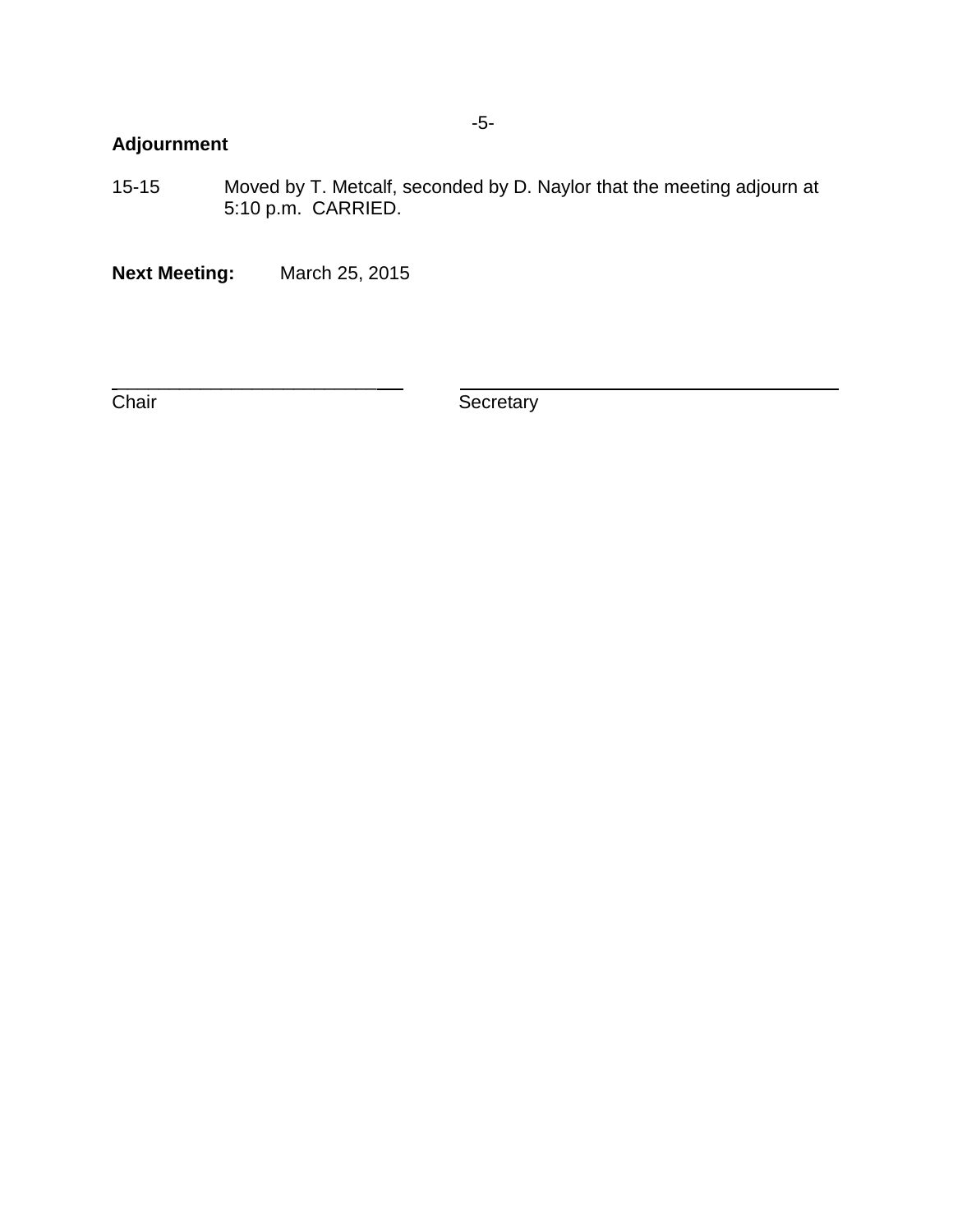**Adjournment**

15-15 Moved by T. Metcalf, seconded by D. Naylor that the meeting adjourn at 5:10 p.m. CARRIED.

**Next Meeting:** March 25, 2015

\_\_\_\_\_\_\_\_\_\_\_\_\_\_\_\_\_\_\_\_\_\_\_\_\_\_\_\_
Chair

\_\_\_\_\_\_\_\_\_\_\_\_\_\_\_\_\_\_\_\_\_\_\_\_\_\_\_\_
Secretary